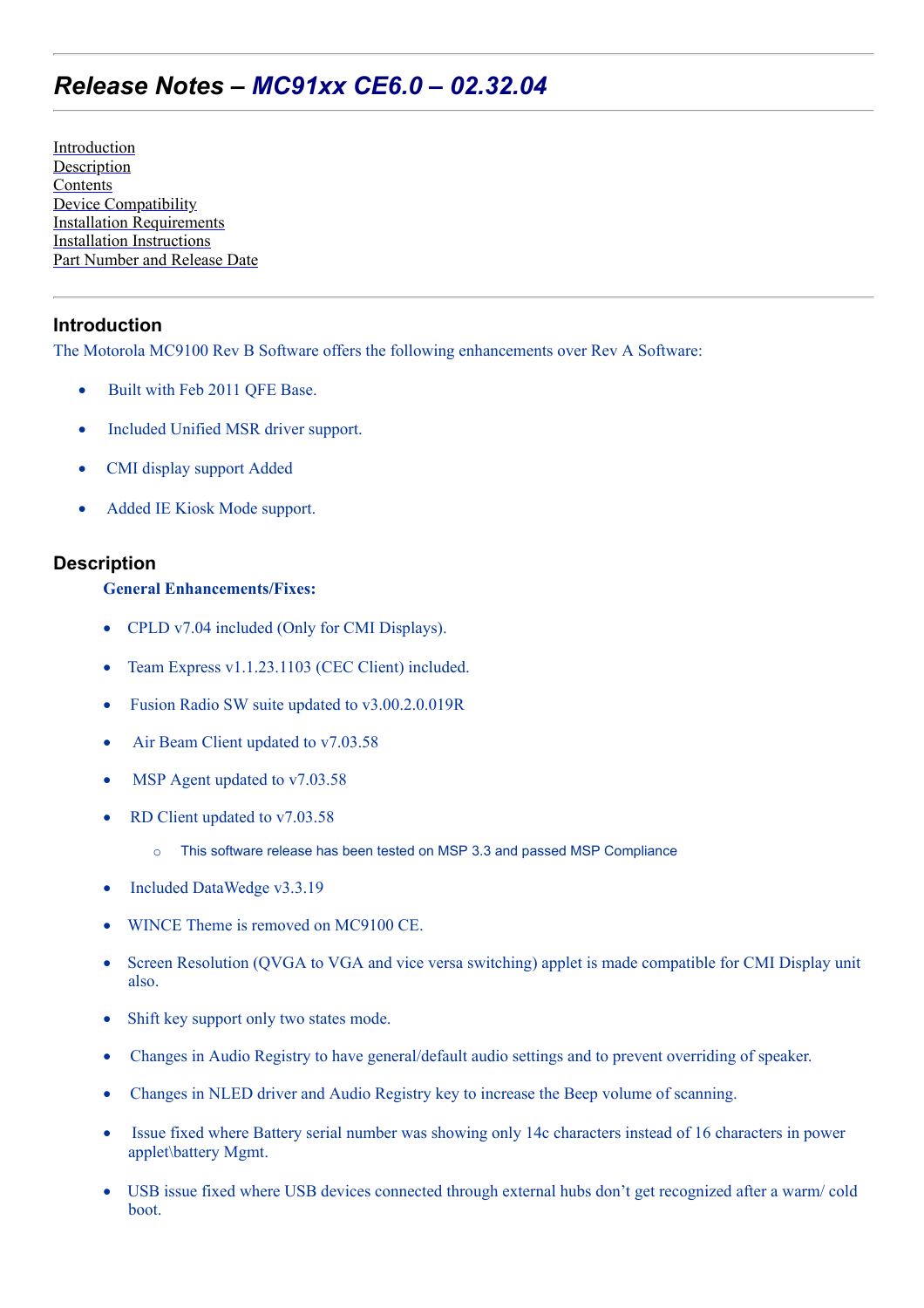# *Release Notes – MC91xx CE6.0 – 02.32.04*

[Introduction](#)
[Description](#)
[Contents](#)
[Device Compatibility](#)
[Installation Requirements](#)
[Installation Instructions](#)
[Part Number and Release Date](#)

## Introduction

The Motorola MC9100 Rev B Software offers the following enhancements over Rev A Software:

- Built with Feb 2011 QFE Base.
- Included Unified MSR driver support.
- CMI display support Added
- Added IE Kiosk Mode support.

## Description

**General Enhancements/Fixes:**

- CPLD v7.04 included (Only for CMI Displays).
- Team Express v1.1.23.1103 (CEC Client) included.
- Fusion Radio SW suite updated to v3.00.2.0.019R
- Air Beam Client updated to v7.03.58
- MSP Agent updated to v7.03.58
- RD Client updated to v7.03.58
  - This software release has been tested on MSP 3.3 and passed MSP Compliance
- Included DataWedge v3.3.19
- WINCE Theme is removed on MC9100 CE.
- Screen Resolution (QVGA to VGA and vice versa switching) applet is made compatible for CMI Display unit also.
- Shift key support only two states mode.
- Changes in Audio Registry to have general/default audio settings and to prevent overriding of speaker.
- Changes in NLED driver and Audio Registry key to increase the Beep volume of scanning.
- Issue fixed where Battery serial number was showing only 14c characters instead of 16 characters in power applet\battery Mgmt.
- USB issue fixed where USB devices connected through external hubs don't get recognized after a warm/ cold boot.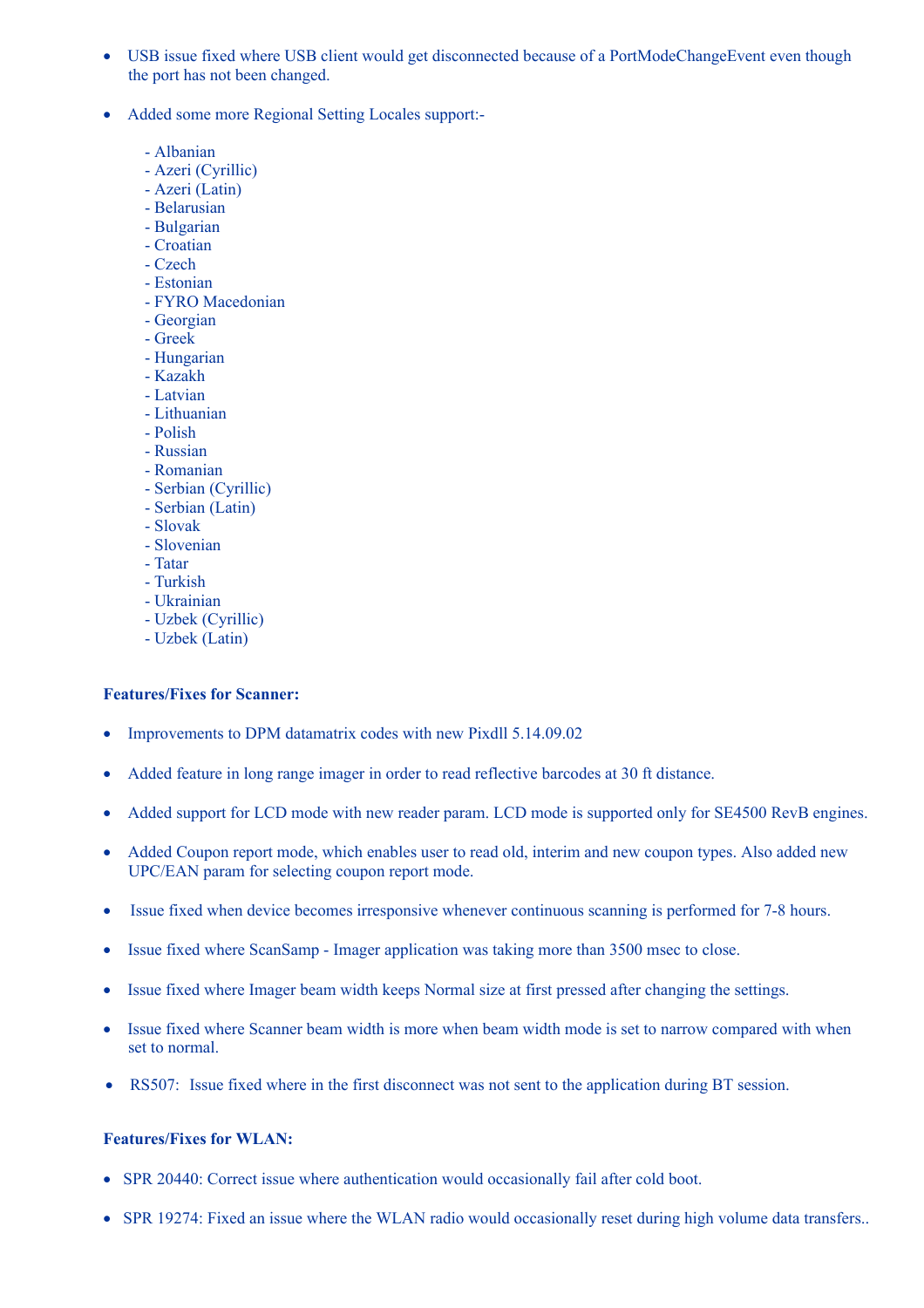- USB issue fixed where USB client would get disconnected because of a PortModeChangeEvent even though the port has not been changed.

- Added some more Regional Setting Locales support:-

  - Albanian
  - Azeri (Cyrillic)
  - Azeri (Latin)
  - Belarusian
  - Bulgarian
  - Croatian
  - Czech
  - Estonian
  - FYRO Macedonian
  - Georgian
  - Greek
  - Hungarian
  - Kazakh
  - Latvian
  - Lithuanian
  - Polish
  - Russian
  - Romanian
  - Serbian (Cyrillic)
  - Serbian (Latin)
  - Slovak
  - Slovenian
  - Tatar
  - Turkish
  - Ukrainian
  - Uzbek (Cyrillic)
  - Uzbek (Latin)

**Features/Fixes for Scanner:**

- Improvements to DPM datamatrix codes with new Pixdll 5.14.09.02

- Added feature in long range imager in order to read reflective barcodes at 30 ft distance.

- Added support for LCD mode with new reader param. LCD mode is supported only for SE4500 RevB engines.

- Added Coupon report mode, which enables user to read old, interim and new coupon types. Also added new UPC/EAN param for selecting coupon report mode.

- Issue fixed when device becomes irresponsive whenever continuous scanning is performed for 7-8 hours.

- Issue fixed where ScanSamp - Imager application was taking more than 3500 msec to close.

- Issue fixed where Imager beam width keeps Normal size at first pressed after changing the settings.

- Issue fixed where Scanner beam width is more when beam width mode is set to narrow compared with when set to normal.

- RS507: Issue fixed where in the first disconnect was not sent to the application during BT session.

**Features/Fixes for WLAN:**

- SPR 20440: Correct issue where authentication would occasionally fail after cold boot.

- SPR 19274: Fixed an issue where the WLAN radio would occasionally reset during high volume data transfers..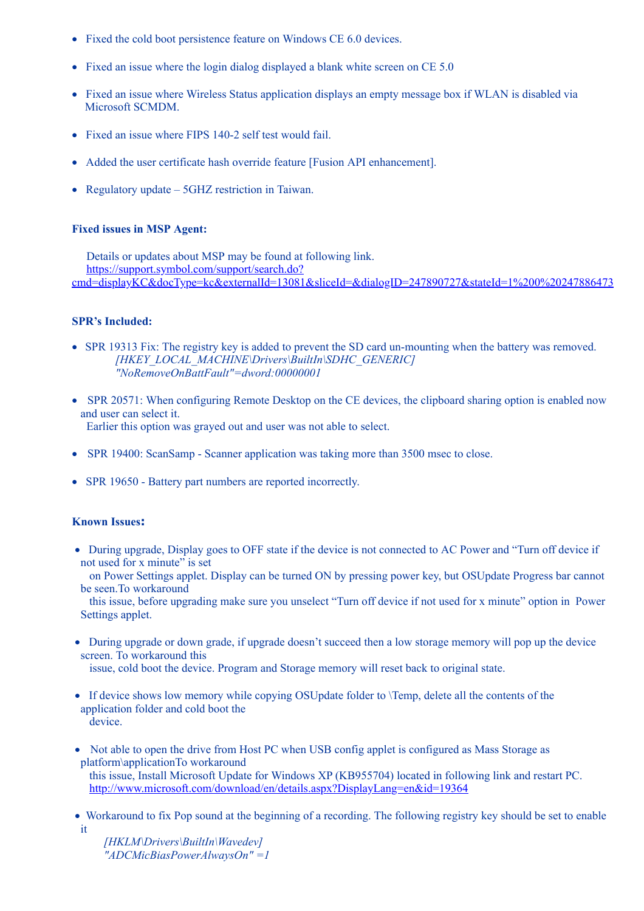- Fixed the cold boot persistence feature on Windows CE 6.0 devices.
- Fixed an issue where the login dialog displayed a blank white screen on CE 5.0
- Fixed an issue where Wireless Status application displays an empty message box if WLAN is disabled via Microsoft SCMDM.
- Fixed an issue where FIPS 140-2 self test would fail.
- Added the user certificate hash override feature [Fusion API enhancement].
- Regulatory update – 5GHZ restriction in Taiwan.

**Fixed issues in MSP Agent:**

Details or updates about MSP may be found at following link.
[https://support.symbol.com/support/search.do?cmd=displayKC&docType=kc&externalId=13081&sliceId=&dialogID=247890727&stateId=1%200%20247886473](https://support.symbol.com/support/search.do?cmd=displayKC&docType=kc&externalId=13081&sliceId=&dialogID=247890727&stateId=1%200%20247886473)

**SPR's Included:**

- SPR 19313 Fix: The registry key is added to prevent the SD card un-mounting when the battery was removed.
  *[HKEY_LOCAL_MACHINE\Drivers\BuiltIn\SDHC_GENERIC]*
  *"NoRemoveOnBattFault"=dword:00000001*
- SPR 20571: When configuring Remote Desktop on the CE devices, the clipboard sharing option is enabled now and user can select it.
  Earlier this option was grayed out and user was not able to select.
- SPR 19400: ScanSamp - Scanner application was taking more than 3500 msec to close.
- SPR 19650 - Battery part numbers are reported incorrectly.

**Known Issues:**

- During upgrade, Display goes to OFF state if the device is not connected to AC Power and "Turn off device if not used for x minute" is set
  on Power Settings applet. Display can be turned ON by pressing power key, but OSUpdate Progress bar cannot be seen.To workaround
  this issue, before upgrading make sure you unselect "Turn off device if not used for x minute" option in Power Settings applet.
- During upgrade or down grade, if upgrade doesn't succeed then a low storage memory will pop up the device screen. To workaround this
  issue, cold boot the device. Program and Storage memory will reset back to original state.
- If device shows low memory while copying OSUpdate folder to \Temp, delete all the contents of the application folder and cold boot the
  device.
- Not able to open the drive from Host PC when USB config applet is configured as Mass Storage as platform\applicationTo workaround
  this issue, Install Microsoft Update for Windows XP (KB955704) located in following link and restart PC.
  [http://www.microsoft.com/download/en/details.aspx?DisplayLang=en&id=19364](http://www.microsoft.com/download/en/details.aspx?DisplayLang=en&id=19364)
- Workaround to fix Pop sound at the beginning of a recording. The following registry key should be set to enable it
  *[HKLM\Drivers\BuiltIn\Wavedev]*
  *"ADCMicBiasPowerAlwaysOn" =1*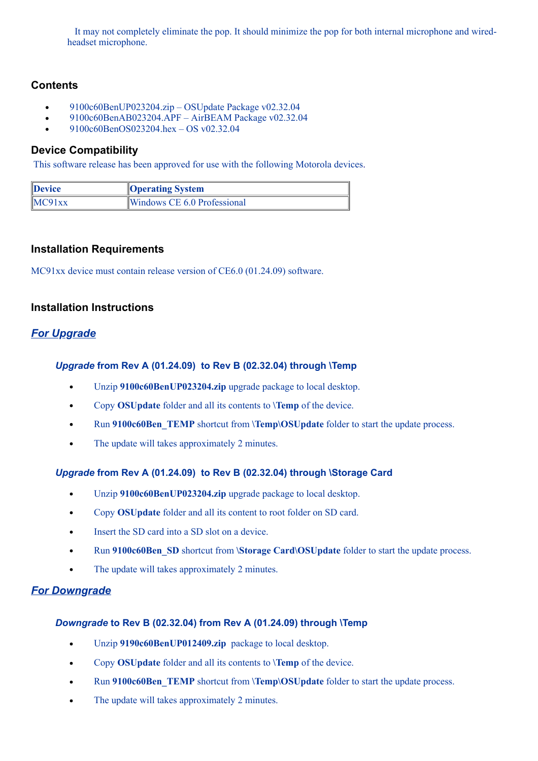It may not completely eliminate the pop. It should minimize the pop for both internal microphone and wired-headset microphone.

### Contents

- 9100c60BenUP023204.zip – OSUpdate Package v02.32.04
- 9100c60BenAB023204.APF – AirBEAM Package v02.32.04
- 9100c60BenOS023204.hex – OS v02.32.04

### Device Compatibility

This software release has been approved for use with the following Motorola devices.

| Device | Operating System |
| --- | --- |
| MC91xx | Windows CE 6.0 Professional |

### Installation Requirements

MC91xx device must contain release version of CE6.0 (01.24.09) software.

### Installation Instructions

## *For Upgrade*

#### *Upgrade* from Rev A (01.24.09) to Rev B (02.32.04) through \Temp

- Unzip **9100c60BenUP023204.zip** upgrade package to local desktop.
- Copy **OSUpdate** folder and all its contents to **\Temp** of the device.
- Run **9100c60Ben_TEMP** shortcut from **\Temp\OSUpdate** folder to start the update process.
- The update will takes approximately 2 minutes.

#### *Upgrade* from Rev A (01.24.09) to Rev B (02.32.04) through \Storage Card

- Unzip **9100c60BenUP023204.zip** upgrade package to local desktop.
- Copy **OSUpdate** folder and all its content to root folder on SD card.
- Insert the SD card into a SD slot on a device.
- Run **9100c60Ben_SD** shortcut from **\Storage Card\OSUpdate** folder to start the update process.
- The update will takes approximately 2 minutes.

## *For Downgrade*

#### *Downgrade* to Rev B (02.32.04) from Rev A (01.24.09) through \Temp

- Unzip **9190c60BenUP012409.zip** package to local desktop.
- Copy **OSUpdate** folder and all its contents to **\Temp** of the device.
- Run **9100c60Ben_TEMP** shortcut from **\Temp\OSUpdate** folder to start the update process.
- The update will takes approximately 2 minutes.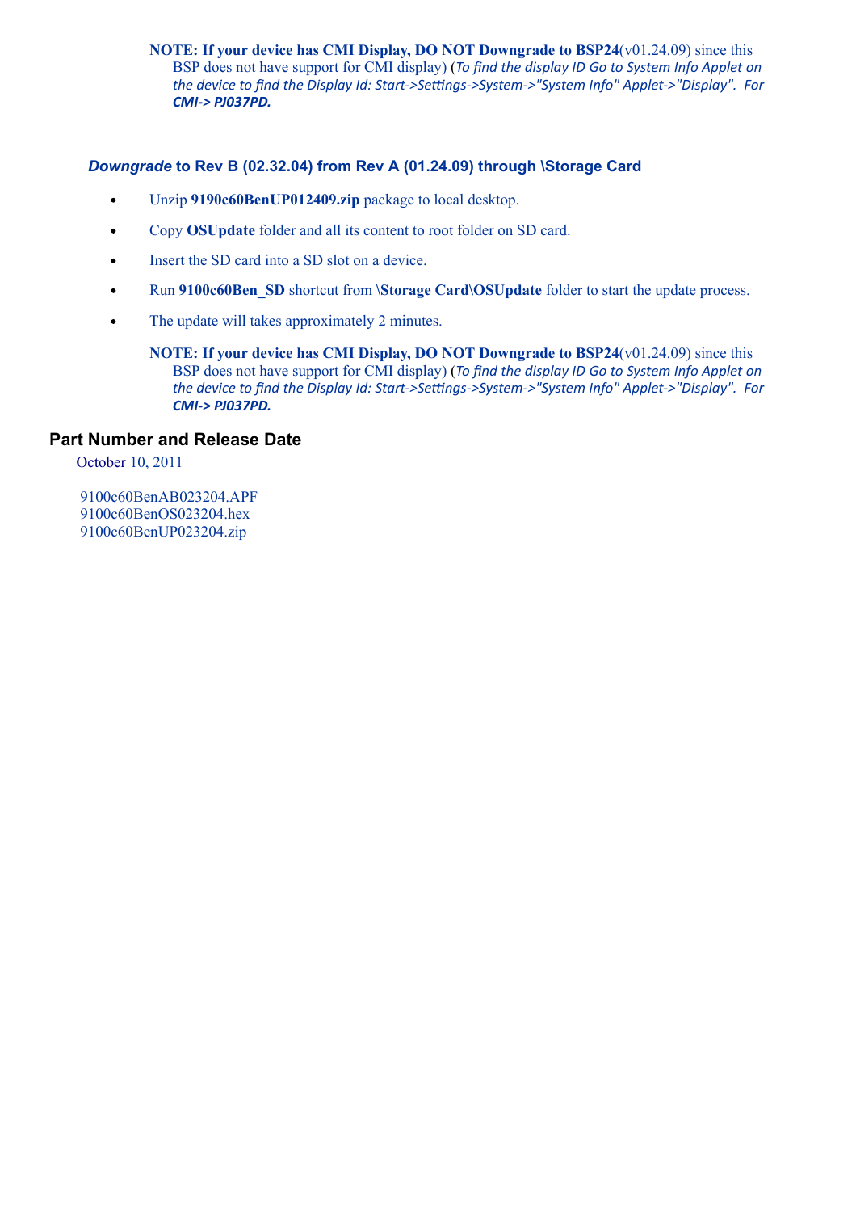**NOTE: If your device has CMI Display, DO NOT Downgrade to BSP24**(v01.24.09) since this BSP does not have support for CMI display) (*To find the display ID Go to System Info Applet on the device to find the Display Id: Start->Settings->System->"System Info" Applet->"Display". For **CMI-> PJ037PD.***

### ***Downgrade*** to Rev B (02.32.04) from Rev A (01.24.09) through \Storage Card

- Unzip **9190c60BenUP012409.zip** package to local desktop.
- Copy **OSUpdate** folder and all its content to root folder on SD card.
- Insert the SD card into a SD slot on a device.
- Run **9100c60Ben_SD** shortcut from **\Storage Card\OSUpdate** folder to start the update process.
- The update will takes approximately 2 minutes.

**NOTE: If your device has CMI Display, DO NOT Downgrade to BSP24**(v01.24.09) since this BSP does not have support for CMI display) (*To find the display ID Go to System Info Applet on the device to find the Display Id: Start->Settings->System->"System Info" Applet->"Display". For **CMI-> PJ037PD.***

## Part Number and Release Date

October 10, 2011

9100c60BenAB023204.APF
9100c60BenOS023204.hex
9100c60BenUP023204.zip